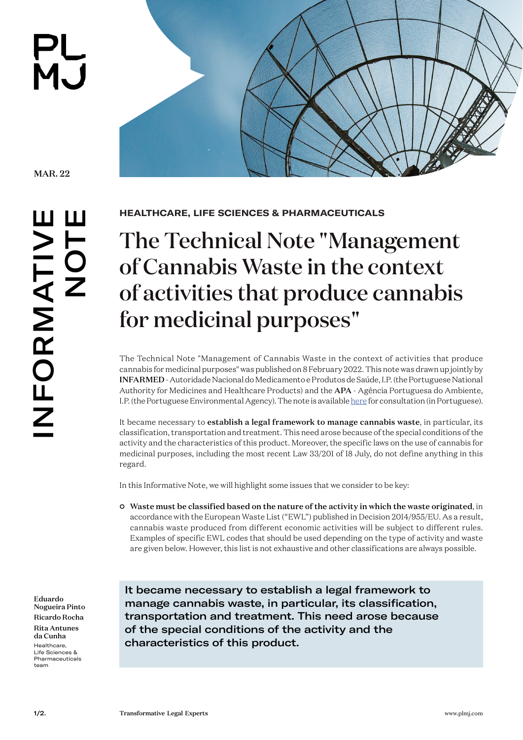PLMJ

MAR. 22

INFORMATIVE NOTE

HEALTHCARE, LIFE SCIENCES & PHARMACEUTICALS

# The Technical Note "Management of Cannabis Waste in the context of activities that produce cannabis for medicinal purposes"

The Technical Note "Management of Cannabis Waste in the context of activities that produce cannabis for medicinal purposes" was published on 8 February 2022. This note was drawn up jointly by **INFARMED** - Autoridade Nacional do Medicamento e Produtos de Saúde, I.P. (the Portuguese National Authority for Medicines and Healthcare Products) and the **APA** - Agência Portuguesa do Ambiente, I.P. (the Portuguese Environmental Agency). The note is available here for consultation (in Portuguese).

It became necessary to **establish a legal framework to manage cannabis waste**, in particular, its classification, transportation and treatment. This need arose because of the special conditions of the activity and the characteristics of this product. Moreover, the specific laws on the use of cannabis for medicinal purposes, including the most recent Law 33/201 of 18 July, do not define anything in this regard.

In this Informative Note, we will highlight some issues that we consider to be key:

- **Waste must be classified based on the nature of the activity in which the waste originated**, in accordance with the European Waste List ("EWL") published in Decision 2014/955/EU. As a result, cannabis waste produced from different economic activities will be subject to different rules. Examples of specific EWL codes that should be used depending on the type of activity and waste are given below. However, this list is not exhaustive and other classifications are always possible.

> **It became necessary to establish a legal framework to manage cannabis waste, in particular, its classification, transportation and treatment. This need arose because of the special conditions of the activity and the characteristics of this product.**

**Eduardo Nogueira Pinto**
**Ricardo Rocha**
**Rita Antunes da Cunha**
Healthcare, Life Sciences & Pharmaceuticals team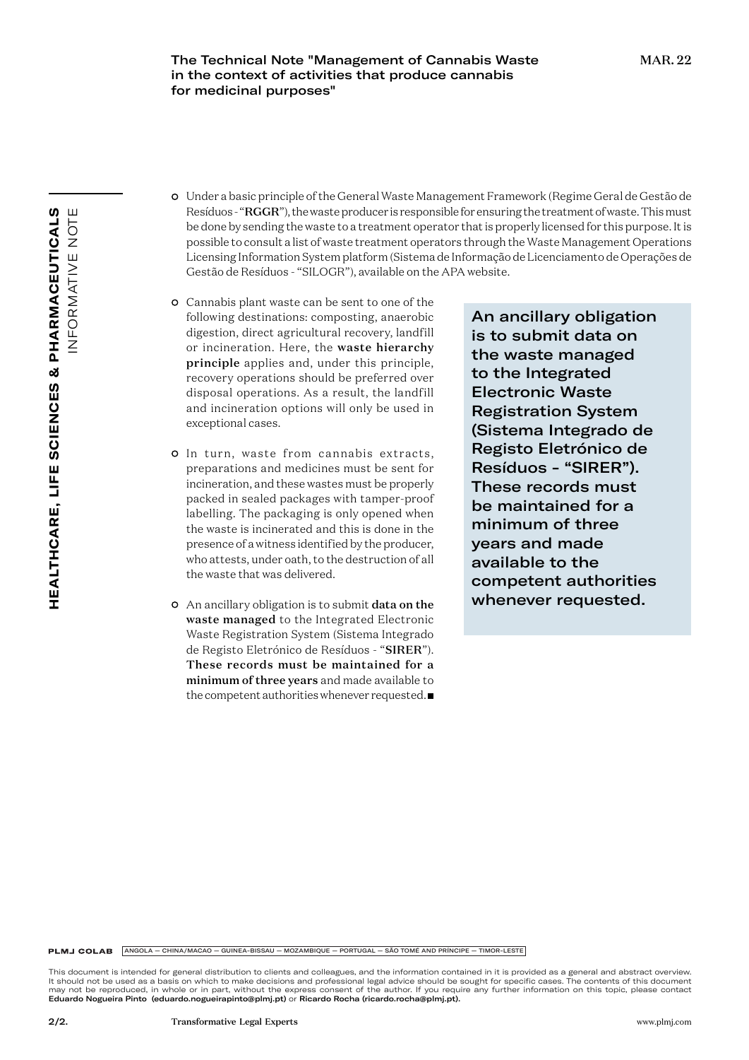- Under a basic principle of the General Waste Management Framework (Regime Geral de Gestão de Resíduos - "**RGGR**"), the waste producer is responsible for ensuring the treatment of waste. This must be done by sending the waste to a treatment operator that is properly licensed for this purpose. It is possible to consult a list of waste treatment operators through the Waste Management Operations Licensing Information System platform (Sistema de Informação de Licenciamento de Operações de Gestão de Resíduos - "SILOGR"), available on the APA website.

- Cannabis plant waste can be sent to one of the following destinations: composting, anaerobic digestion, direct agricultural recovery, landfill or incineration. Here, the **waste hierarchy principle** applies and, under this principle, recovery operations should be preferred over disposal operations. As a result, the landfill and incineration options will only be used in exceptional cases.

- In turn, waste from cannabis extracts, preparations and medicines must be sent for incineration, and these wastes must be properly packed in sealed packages with tamper-proof labelling. The packaging is only opened when the waste is incinerated and this is done in the presence of a witness identified by the producer, who attests, under oath, to the destruction of all the waste that was delivered.

- An ancillary obligation is to submit **data on the waste managed** to the Integrated Electronic Waste Registration System (Sistema Integrado de Registo Eletrónico de Resíduos - "**SIRER**"). **These records must be maintained for a minimum of three years** and made available to the competent authorities whenever requested. ■

> An ancillary obligation is to submit data on the waste managed to the Integrated Electronic Waste Registration System (Sistema Integrado de Registo Eletrónico de Resíduos – "SIRER"). These records must be maintained for a minimum of three years and made available to the competent authorities whenever requested.

PLMJ COLAB ANGOLA — CHINA/MACAO — GUINEA-BISSAU — MOZAMBIQUE — PORTUGAL — SÃO TOMÉ AND PRÍNCIPE — TIMOR-LESTE

This document is intended for general distribution to clients and colleagues, and the information contained in it is provided as a general and abstract overview. It should not be used as a basis on which to make decisions and professional legal advice should be sought for specific cases. The contents of this document may not be reproduced, in whole or in part, without the express consent of the author. If you require any further information on this topic, please contact **Eduardo Nogueira Pinto (eduardo.nogueirapinto@plmj.pt)** or **Ricardo Rocha (ricardo.rocha@plmj.pt).**